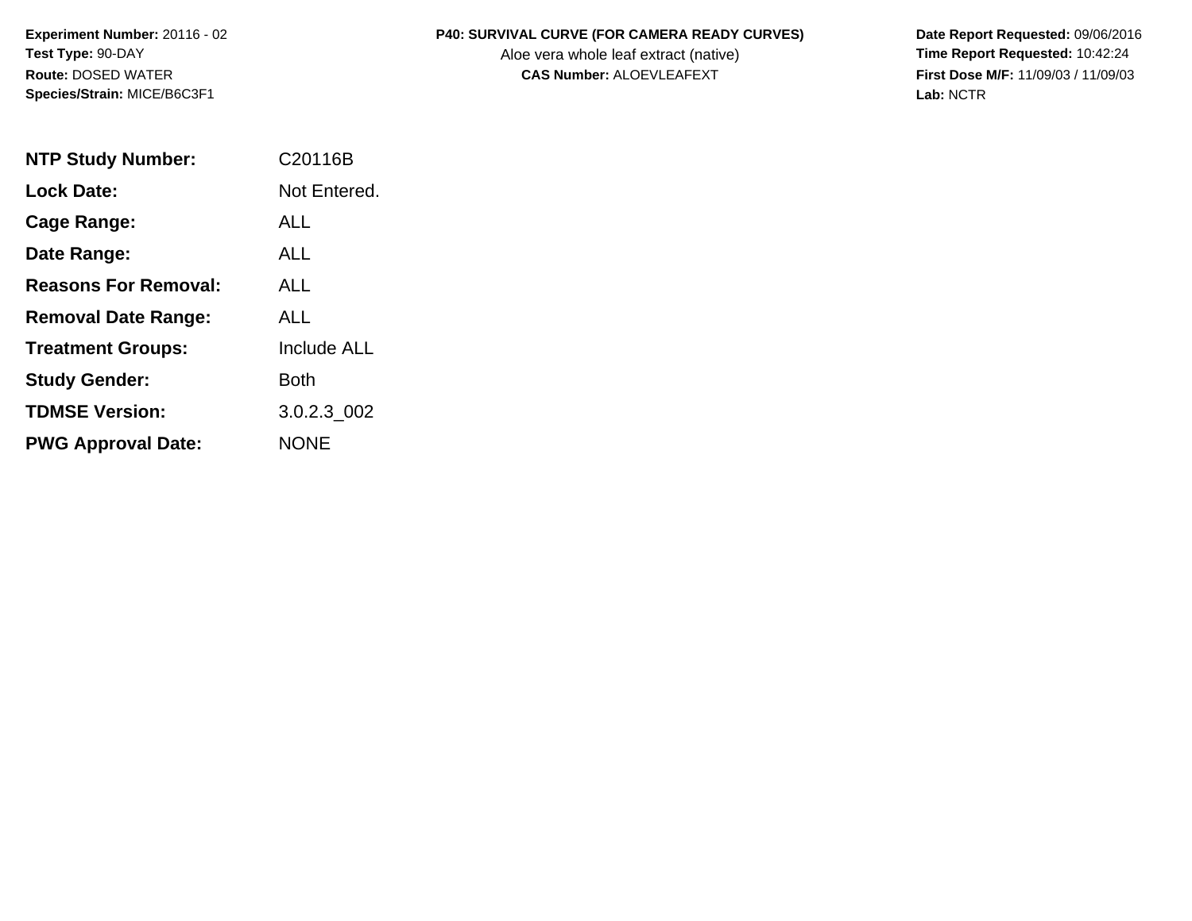**Experiment Number:** 20116 - 02
**Test Type:** 90-DAY
**Route:** DOSED WATER
**Species/Strain:** MICE/B6C3F1

**P40: SURVIVAL CURVE (FOR CAMERA READY CURVES)**
Aloe vera whole leaf extract (native)
**CAS Number:** ALOEVLEAFEXT

**Date Report Requested:** 09/06/2016
**Time Report Requested:** 10:42:24
**First Dose M/F:** 11/09/03 / 11/09/03
**Lab:** NCTR

| | |
|---|---|
| **NTP Study Number:** | C20116B |
| **Lock Date:** | Not Entered. |
| **Cage Range:** | ALL |
| **Date Range:** | ALL |
| **Reasons For Removal:** | ALL |
| **Removal Date Range:** | ALL |
| **Treatment Groups:** | Include ALL |
| **Study Gender:** | Both |
| **TDMSE Version:** | 3.0.2.3_002 |
| **PWG Approval Date:** | NONE |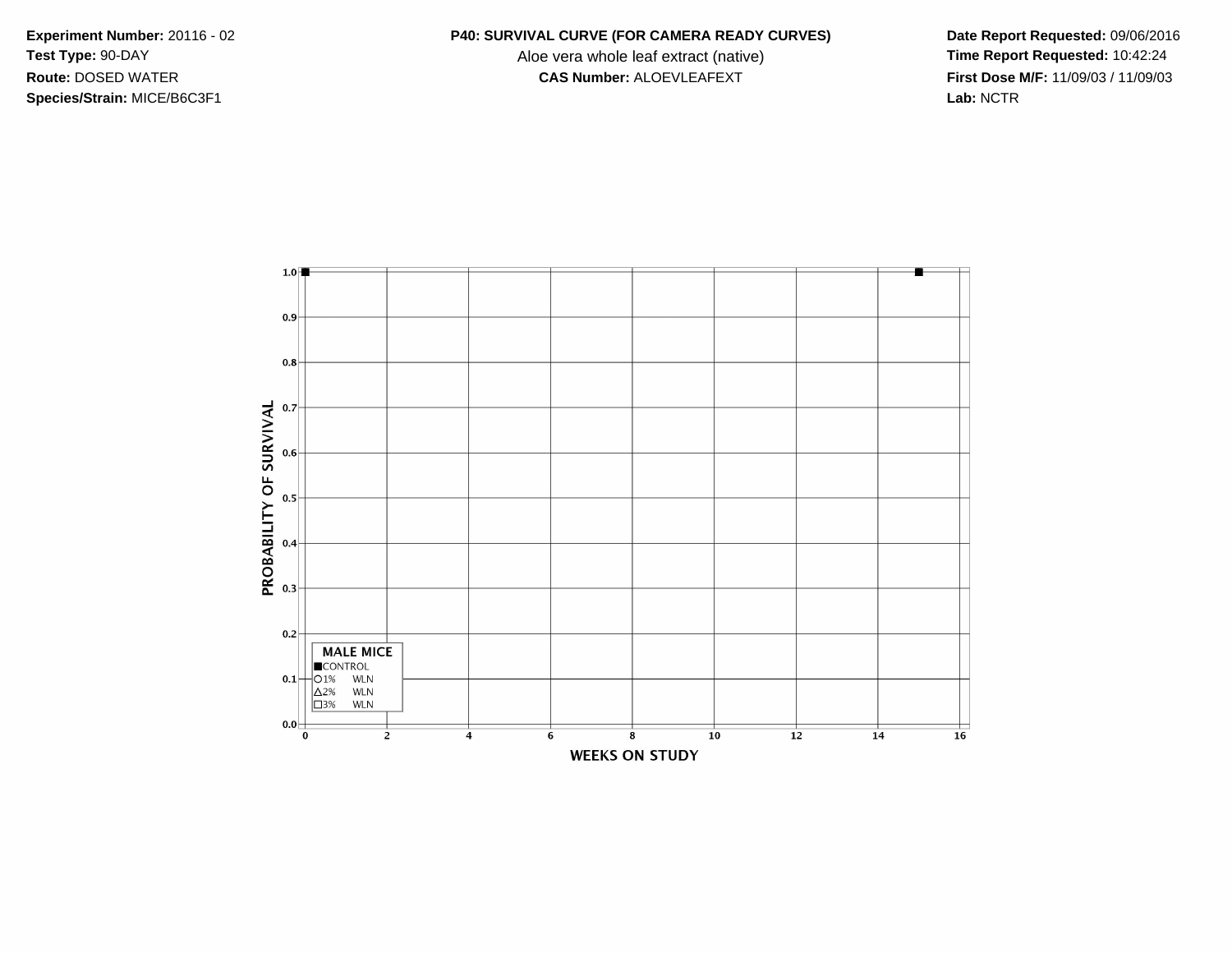**Experiment Number:** 20116 - 02
**Test Type:** 90-DAY
**Route:** DOSED WATER
**Species/Strain:** MICE/B6C3F1

**P40: SURVIVAL CURVE (FOR CAMERA READY CURVES)**
Aloe vera whole leaf extract (native)
**CAS Number:** ALOEVLEAFEXT

**Date Report Requested:** 09/06/2016
**Time Report Requested:** 10:42:24
**First Dose M/F:** 11/09/03 / 11/09/03
**Lab:** NCTR

PROBABILITY OF SURVIVAL

1.0
0.9
0.8
0.7
0.6
0.5
0.4
0.3
0.2
0.1
0.0

**MALE MICE**
■CONTROL
○1% WLN
△2% WLN
□3% WLN

0 2 4 6 8 10 12 14 16

WEEKS ON STUDY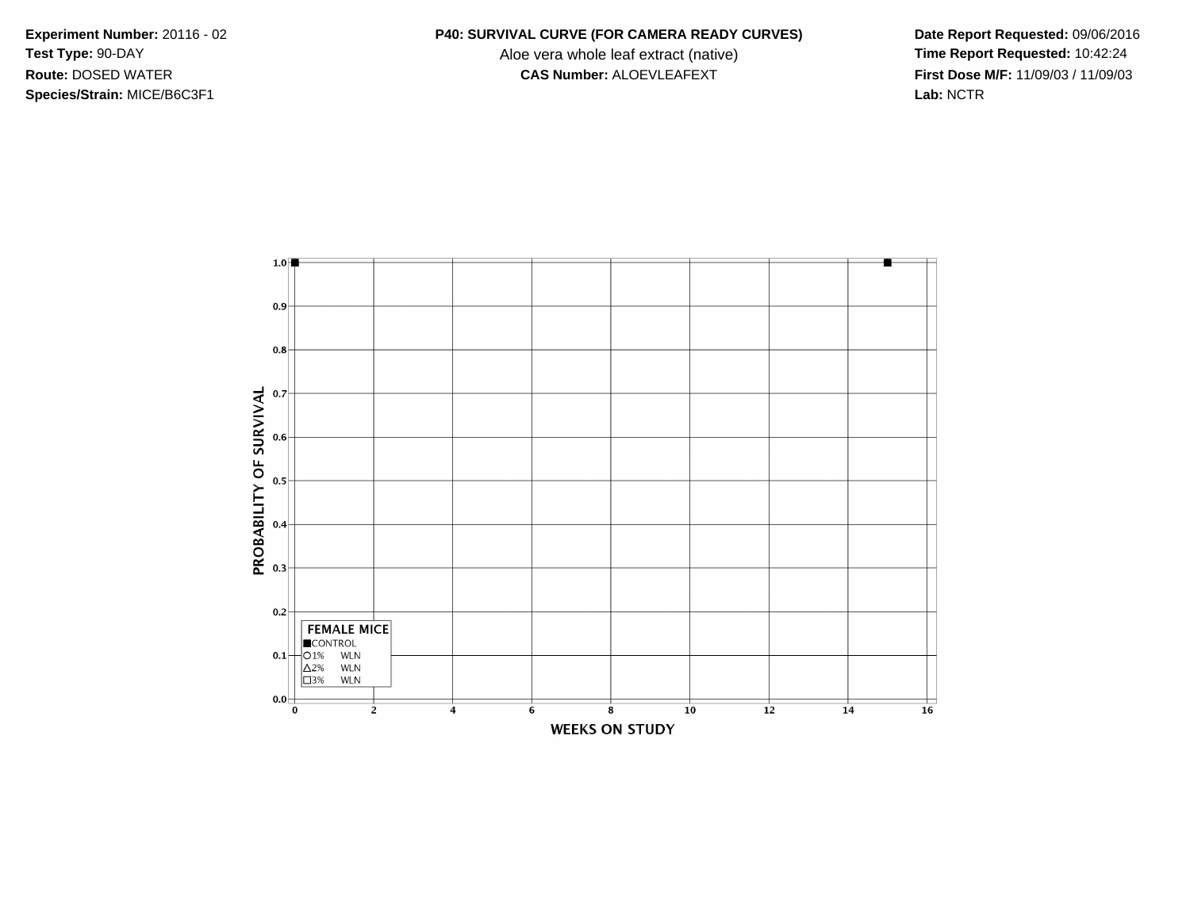**Experiment Number:** 20116 - 02
**Test Type:** 90-DAY
**Route:** DOSED WATER
**Species/Strain:** MICE/B6C3F1

**P40: SURVIVAL CURVE (FOR CAMERA READY CURVES)**
Aloe vera whole leaf extract (native)
**CAS Number:** ALOEVLEAFEXT

**Date Report Requested:** 09/06/2016
**Time Report Requested:** 10:42:24
**First Dose M/F:** 11/09/03 / 11/09/03
**Lab:** NCTR

PROBABILITY OF SURVIVAL

1.0
0.9
0.8
0.7
0.6
0.5
0.4
0.3
0.2
0.1
0.0

WEEKS ON STUDY

0 2 4 6 8 10 12 14 16

FEMALE MICE
■CONTROL
○1% WLN
△2% WLN
□3% WLN